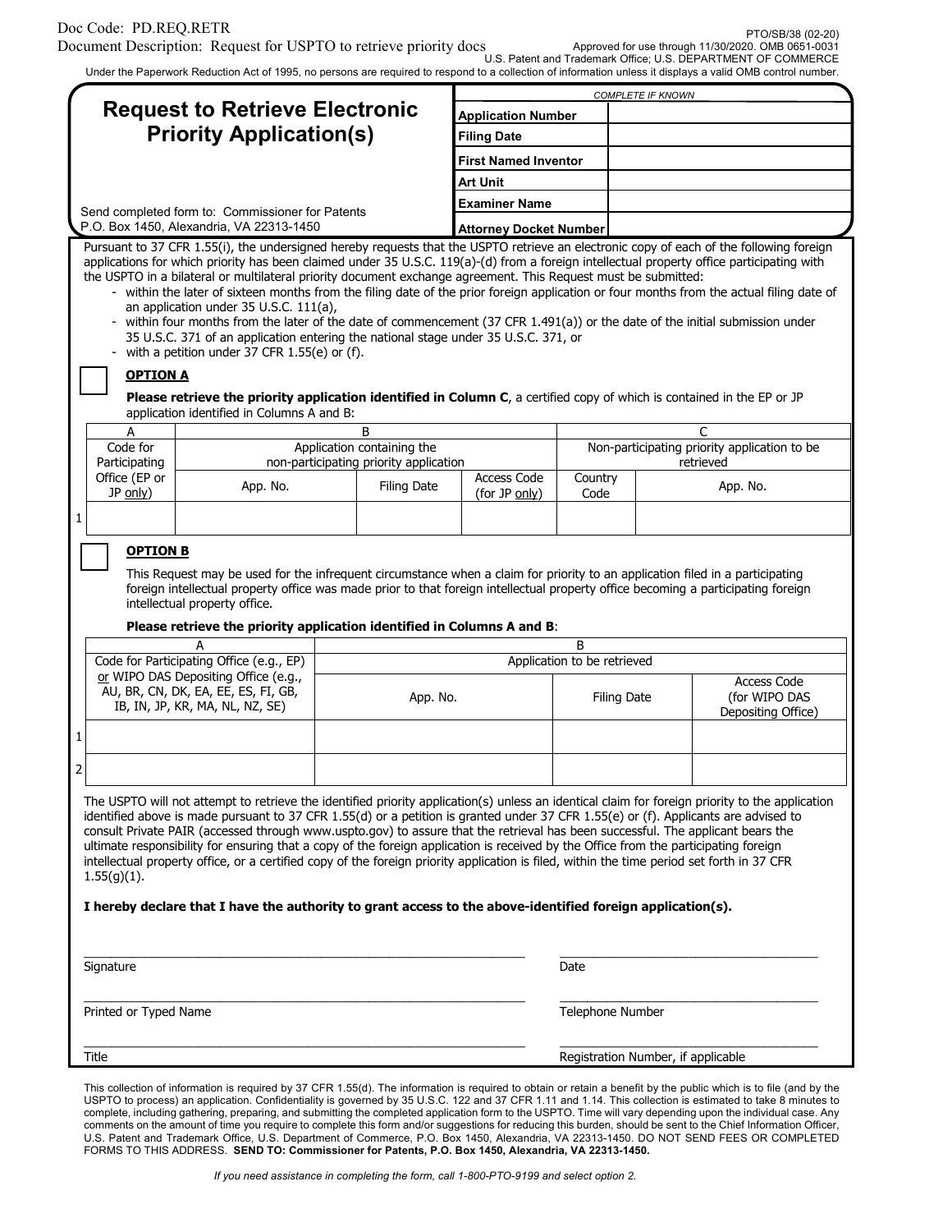Doc Code: PD.REQ.RETR

Document Description: Request for USPTO to retrieve priority docs

PTO/SB/38 (02-20)
Approved for use through 11/30/2020. OMB 0651-0031
U.S. Patent and Trademark Office; U.S. DEPARTMENT OF COMMERCE

Under the Paperwork Reduction Act of 1995, no persons are required to respond to a collection of information unless it displays a valid OMB control number.

# Request to Retrieve Electronic Priority Application(s)

| *COMPLETE IF KNOWN* | |
|---|---|
| **Application Number** | |
| **Filing Date** | |
| **First Named Inventor** | |
| **Art Unit** | |
| **Examiner Name** | |
| **Attorney Docket Number** | |

Send completed form to: Commissioner for Patents
P.O. Box 1450, Alexandria, VA 22313-1450

Pursuant to 37 CFR 1.55(i), the undersigned hereby requests that the USPTO retrieve an electronic copy of each of the following foreign applications for which priority has been claimed under 35 U.S.C. 119(a)-(d) from a foreign intellectual property office participating with the USPTO in a bilateral or multilateral priority document exchange agreement. This Request must be submitted:

- within the later of sixteen months from the filing date of the prior foreign application or four months from the actual filing date of an application under 35 U.S.C. 111(a),
- within four months from the later of the date of commencement (37 CFR 1.491(a)) or the date of the initial submission under 35 U.S.C. 371 of an application entering the national stage under 35 U.S.C. 371, or
- with a petition under 37 CFR 1.55(e) or (f).

☐ **OPTION A**

**Please retrieve the priority application identified in Column C**, a certified copy of which is contained in the EP or JP application identified in Columns A and B:

| | A | B | | | C | |
|---|---|---|---|---|---|---|
| | Code for Participating Office (EP or JP only) | Application containing the non-participating priority application | | | Non-participating priority application to be retrieved | |
| | | App. No. | Filing Date | Access Code (for JP only) | Country Code | App. No. |
| 1 | | | | | | |

☐ **OPTION B**

This Request may be used for the infrequent circumstance when a claim for priority to an application filed in a participating foreign intellectual property office was made prior to that foreign intellectual property office becoming a participating foreign intellectual property office.

**Please retrieve the priority application identified in Columns A and B**:

| | A | B | | |
|---|---|---|---|---|
| | Code for Participating Office (e.g., EP) or WIPO DAS Depositing Office (e.g., AU, BR, CN, DK, EA, EE, ES, FI, GB, IB, IN, JP, KR, MA, NL, NZ, SE) | Application to be retrieved | | |
| | | App. No. | Filing Date | Access Code (for WIPO DAS Depositing Office) |
| 1 | | | | |
| 2 | | | | |

The USPTO will not attempt to retrieve the identified priority application(s) unless an identical claim for foreign priority to the application identified above is made pursuant to 37 CFR 1.55(d) or a petition is granted under 37 CFR 1.55(e) or (f). Applicants are advised to consult Private PAIR (accessed through www.uspto.gov) to assure that the retrieval has been successful. The applicant bears the ultimate responsibility for ensuring that a copy of the foreign application is received by the Office from the participating foreign intellectual property office, or a certified copy of the foreign priority application is filed, within the time period set forth in 37 CFR 1.55(g)(1).

**I hereby declare that I have the authority to grant access to the above-identified foreign application(s).**

Signature ____________________ Date ____________________

Printed or Typed Name ____________________ Telephone Number ____________________

Title ____________________ Registration Number, if applicable ____________________

This collection of information is required by 37 CFR 1.55(d). The information is required to obtain or retain a benefit by the public which is to file (and by the USPTO to process) an application. Confidentiality is governed by 35 U.S.C. 122 and 37 CFR 1.11 and 1.14. This collection is estimated to take 8 minutes to complete, including gathering, preparing, and submitting the completed application form to the USPTO. Time will vary depending upon the individual case. Any comments on the amount of time you require to complete this form and/or suggestions for reducing this burden, should be sent to the Chief Information Officer, U.S. Patent and Trademark Office, U.S. Department of Commerce, P.O. Box 1450, Alexandria, VA 22313-1450. DO NOT SEND FEES OR COMPLETED FORMS TO THIS ADDRESS. **SEND TO: Commissioner for Patents, P.O. Box 1450, Alexandria, VA 22313-1450.**

*If you need assistance in completing the form, call 1-800-PTO-9199 and select option 2.*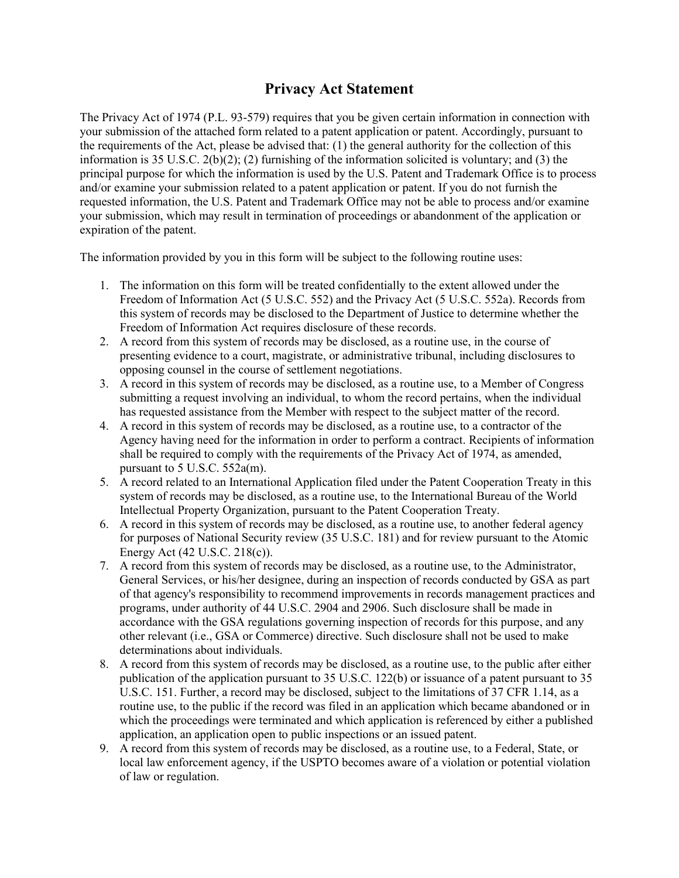# Privacy Act Statement

The Privacy Act of 1974 (P.L. 93-579) requires that you be given certain information in connection with your submission of the attached form related to a patent application or patent. Accordingly, pursuant to the requirements of the Act, please be advised that: (1) the general authority for the collection of this information is 35 U.S.C. 2(b)(2); (2) furnishing of the information solicited is voluntary; and (3) the principal purpose for which the information is used by the U.S. Patent and Trademark Office is to process and/or examine your submission related to a patent application or patent. If you do not furnish the requested information, the U.S. Patent and Trademark Office may not be able to process and/or examine your submission, which may result in termination of proceedings or abandonment of the application or expiration of the patent.

The information provided by you in this form will be subject to the following routine uses:

1. The information on this form will be treated confidentially to the extent allowed under the Freedom of Information Act (5 U.S.C. 552) and the Privacy Act (5 U.S.C. 552a). Records from this system of records may be disclosed to the Department of Justice to determine whether the Freedom of Information Act requires disclosure of these records.
2. A record from this system of records may be disclosed, as a routine use, in the course of presenting evidence to a court, magistrate, or administrative tribunal, including disclosures to opposing counsel in the course of settlement negotiations.
3. A record in this system of records may be disclosed, as a routine use, to a Member of Congress submitting a request involving an individual, to whom the record pertains, when the individual has requested assistance from the Member with respect to the subject matter of the record.
4. A record in this system of records may be disclosed, as a routine use, to a contractor of the Agency having need for the information in order to perform a contract. Recipients of information shall be required to comply with the requirements of the Privacy Act of 1974, as amended, pursuant to 5 U.S.C. 552a(m).
5. A record related to an International Application filed under the Patent Cooperation Treaty in this system of records may be disclosed, as a routine use, to the International Bureau of the World Intellectual Property Organization, pursuant to the Patent Cooperation Treaty.
6. A record in this system of records may be disclosed, as a routine use, to another federal agency for purposes of National Security review (35 U.S.C. 181) and for review pursuant to the Atomic Energy Act (42 U.S.C. 218(c)).
7. A record from this system of records may be disclosed, as a routine use, to the Administrator, General Services, or his/her designee, during an inspection of records conducted by GSA as part of that agency's responsibility to recommend improvements in records management practices and programs, under authority of 44 U.S.C. 2904 and 2906. Such disclosure shall be made in accordance with the GSA regulations governing inspection of records for this purpose, and any other relevant (i.e., GSA or Commerce) directive. Such disclosure shall not be used to make determinations about individuals.
8. A record from this system of records may be disclosed, as a routine use, to the public after either publication of the application pursuant to 35 U.S.C. 122(b) or issuance of a patent pursuant to 35 U.S.C. 151. Further, a record may be disclosed, subject to the limitations of 37 CFR 1.14, as a routine use, to the public if the record was filed in an application which became abandoned or in which the proceedings were terminated and which application is referenced by either a published application, an application open to public inspections or an issued patent.
9. A record from this system of records may be disclosed, as a routine use, to a Federal, State, or local law enforcement agency, if the USPTO becomes aware of a violation or potential violation of law or regulation.